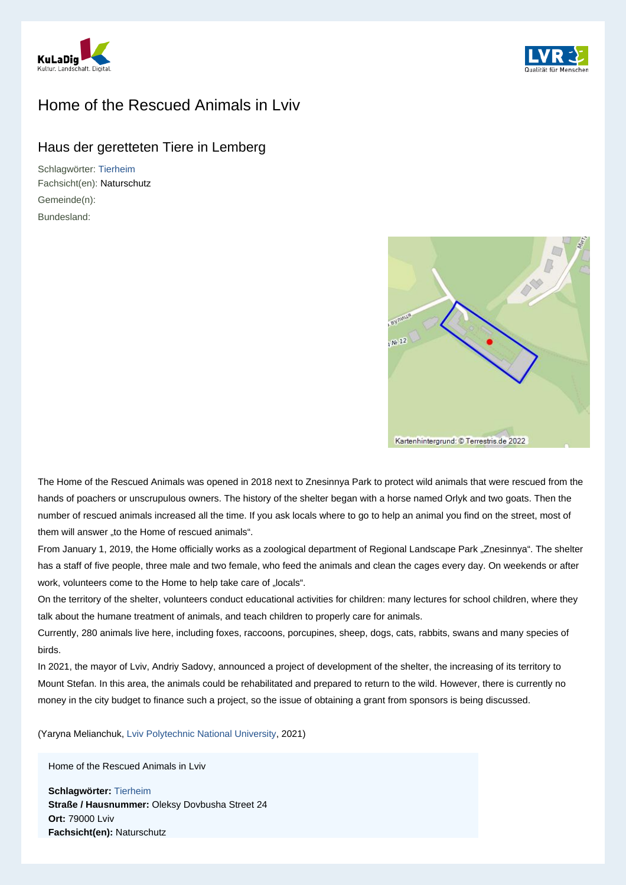# Home of the Rescued Animals in Lviv

## Haus der geretteten Tiere in Lemberg

Schlagwörter: Tierheim
Fachsicht(en): Naturschutz
Gemeinde(n):
Bundesland:

Kartenhintergrund: © Terrestris.de 2022

The Home of the Rescued Animals was opened in 2018 next to Znesinnya Park to protect wild animals that were rescued from the hands of poachers or unscrupulous owners. The history of the shelter began with a horse named Orlyk and two goats. Then the number of rescued animals increased all the time. If you ask locals where to go to help an animal you find on the street, most of them will answer „to the Home of rescued animals".
From January 1, 2019, the Home officially works as a zoological department of Regional Landscape Park „Znesinnya". The shelter has a staff of five people, three male and two female, who feed the animals and clean the cages every day. On weekends or after work, volunteers come to the Home to help take care of „locals".
On the territory of the shelter, volunteers conduct educational activities for children: many lectures for school children, where they talk about the humane treatment of animals, and teach children to properly care for animals.
Currently, 280 animals live here, including foxes, raccoons, porcupines, sheep, dogs, cats, rabbits, swans and many species of birds.
In 2021, the mayor of Lviv, Andriy Sadovy, announced a project of development of the shelter, the increasing of its territory to Mount Stefan. In this area, the animals could be rehabilitated and prepared to return to the wild. However, there is currently no money in the city budget to finance such a project, so the issue of obtaining a grant from sponsors is being discussed.

(Yaryna Melianchuk, Lviv Polytechnic National University, 2021)

Home of the Rescued Animals in Lviv

**Schlagwörter:** Tierheim
**Straße / Hausnummer:** Oleksy Dovbusha Street 24
**Ort:** 79000 Lviv
**Fachsicht(en):** Naturschutz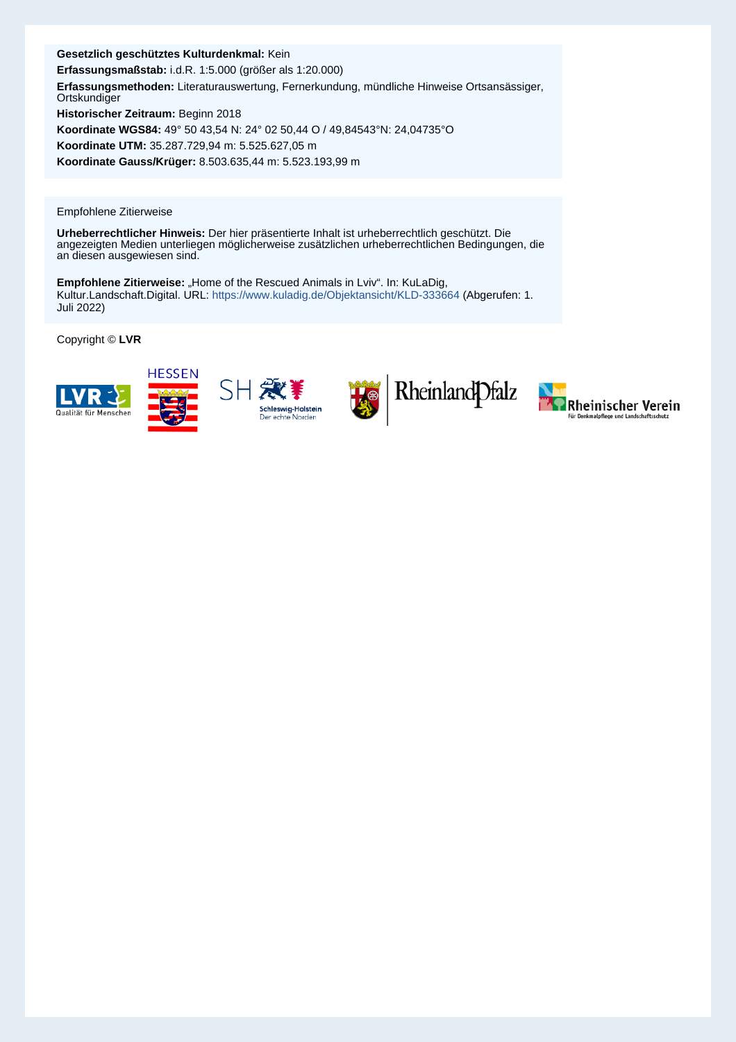**Gesetzlich geschütztes Kulturdenkmal:** Kein

**Erfassungsmaßstab:** i.d.R. 1:5.000 (größer als 1:20.000)

**Erfassungsmethoden:** Literaturauswertung, Fernerkundung, mündliche Hinweise Ortsansässiger, Ortskundiger

**Historischer Zeitraum:** Beginn 2018

**Koordinate WGS84:** 49° 50 43,54 N: 24° 02 50,44 O / 49,84543°N: 24,04735°O

**Koordinate UTM:** 35.287.729,94 m: 5.525.627,05 m

**Koordinate Gauss/Krüger:** 8.503.635,44 m: 5.523.193,99 m

Empfohlene Zitierweise

**Urheberrechtlicher Hinweis:** Der hier präsentierte Inhalt ist urheberrechtlich geschützt. Die angezeigten Medien unterliegen möglicherweise zusätzlichen urheberrechtlichen Bedingungen, die an diesen ausgewiesen sind.

**Empfohlene Zitierweise:** „Home of the Rescued Animals in Lviv". In: KuLaDig, Kultur.Landschaft.Digital. URL: https://www.kuladig.de/Objektansicht/KLD-333664 (Abgerufen: 1. Juli 2022)

Copyright © **LVR**